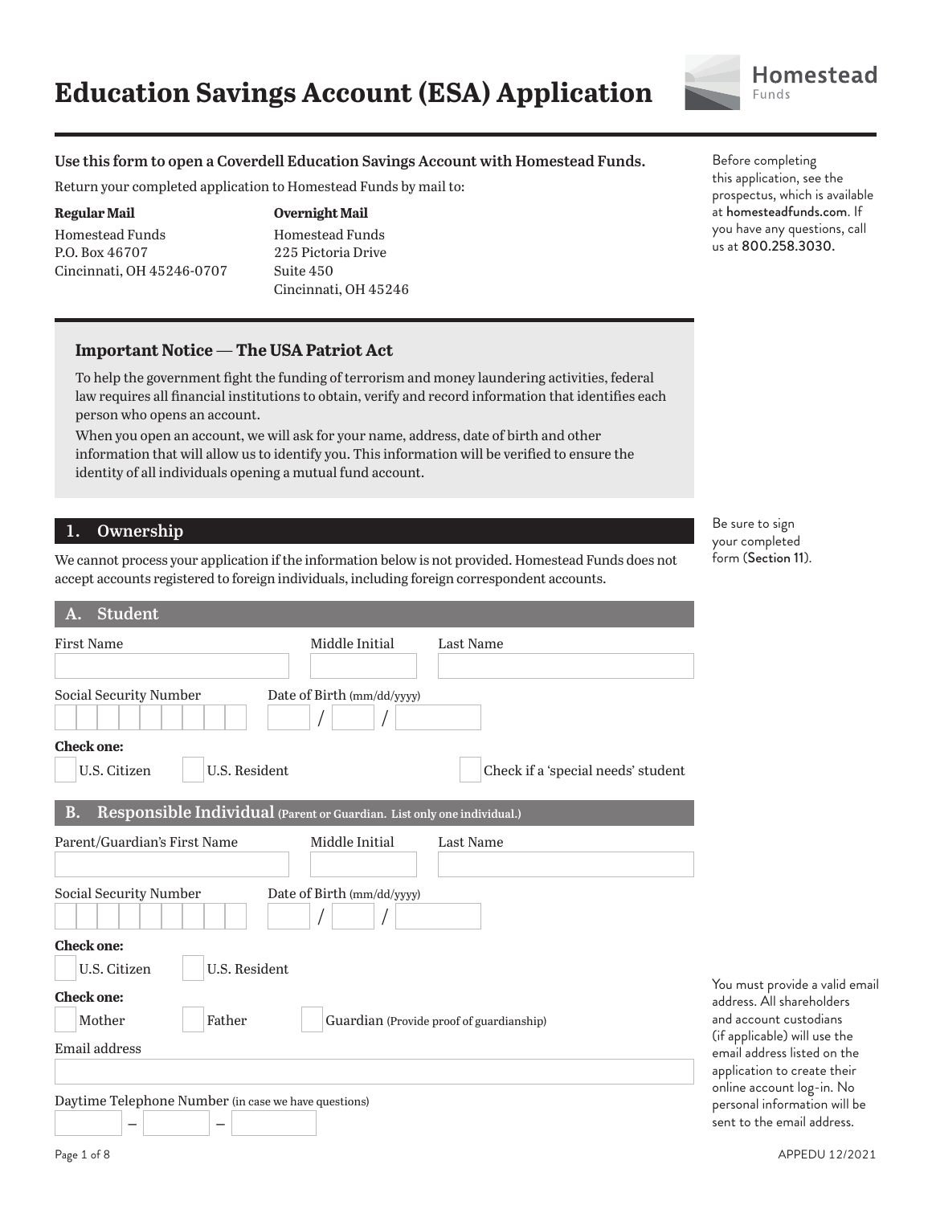# Education Savings Account (ESA) Application

Homestead Funds

**Use this form to open a Coverdell Education Savings Account with Homestead Funds.**

Return your completed application to Homestead Funds by mail to:

**Regular Mail**
Homestead Funds
P.O. Box 46707
Cincinnati, OH 45246-0707

**Overnight Mail**
Homestead Funds
225 Pictoria Drive
Suite 450
Cincinnati, OH 45246

Before completing this application, see the prospectus, which is available at homesteadfunds.com. If you have any questions, call us at 800.258.3030.

### Important Notice — The USA Patriot Act

To help the government fight the funding of terrorism and money laundering activities, federal law requires all financial institutions to obtain, verify and record information that identifies each person who opens an account.

When you open an account, we will ask for your name, address, date of birth and other information that will allow us to identify you. This information will be verified to ensure the identity of all individuals opening a mutual fund account.

## 1. Ownership

Be sure to sign your completed form (**Section 11**).

We cannot process your application if the information below is not provided. Homestead Funds does not accept accounts registered to foreign individuals, including foreign correspondent accounts.

### A. Student

First Name ____________ Middle Initial ____ Last Name ____________

Social Security Number ____________ Date of Birth (mm/dd/yyyy) ____ / ____ / ________

**Check one:**

☐ U.S. Citizen ☐ U.S. Resident ☐ Check if a 'special needs' student

### B. Responsible Individual (Parent or Guardian. List only one individual.)

Parent/Guardian's First Name ____________ Middle Initial ____ Last Name ____________

Social Security Number ____________ Date of Birth (mm/dd/yyyy) ____ / ____ / ________

**Check one:**

☐ U.S. Citizen ☐ U.S. Resident

**Check one:**

☐ Mother ☐ Father ☐ Guardian (Provide proof of guardianship)

Email address ____________

You must provide a valid email address. All shareholders and account custodians (if applicable) will use the email address listed on the application to create their online account log-in. No personal information will be sent to the email address.

Daytime Telephone Number (in case we have questions) ______ – ______ – ______

APPEDU 12/2021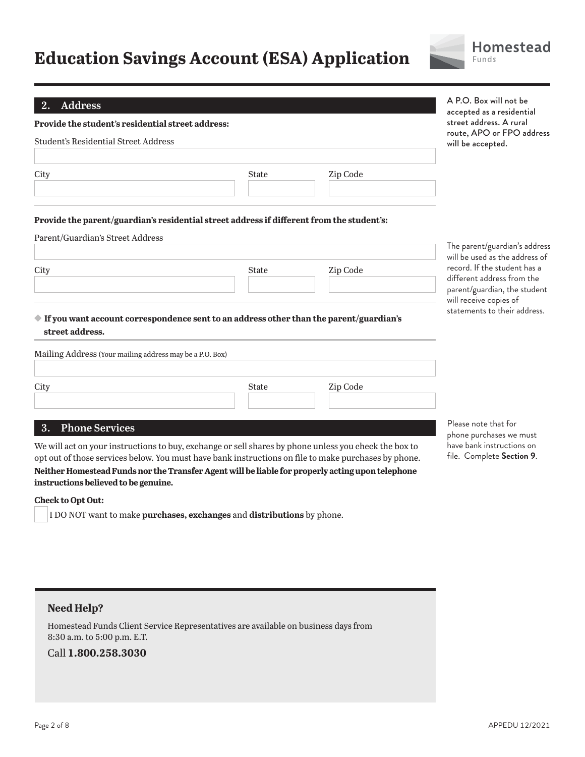# Education Savings Account (ESA) Application

## 2. Address

**Provide the student's residential street address:**

Student's Residential Street Address

City | State | Zip Code

A P.O. Box will not be accepted as a residential street address. A rural route, APO or FPO address will be accepted.

**Provide the parent/guardian's residential street address if different from the student's:**

Parent/Guardian's Street Address

City | State | Zip Code

The parent/guardian's address will be used as the address of record. If the student has a different address from the parent/guardian, the student will receive copies of statements to their address.

◆ **If you want account correspondence sent to an address other than the parent/guardian's street address.**

Mailing Address (Your mailing address may be a P.O. Box)

City | State | Zip Code

## 3. Phone Services

We will act on your instructions to buy, exchange or sell shares by phone unless you check the box to opt out of those services below. You must have bank instructions on file to make purchases by phone. **Neither Homestead Funds nor the Transfer Agent will be liable for properly acting upon telephone instructions believed to be genuine.**

Please note that for phone purchases we must have bank instructions on file. Complete **Section 9**.

**Check to Opt Out:**

☐ I DO NOT want to make **purchases, exchanges** and **distributions** by phone.

### Need Help?

Homestead Funds Client Service Representatives are available on business days from 8:30 a.m. to 5:00 p.m. E.T.

Call **1.800.258.3030**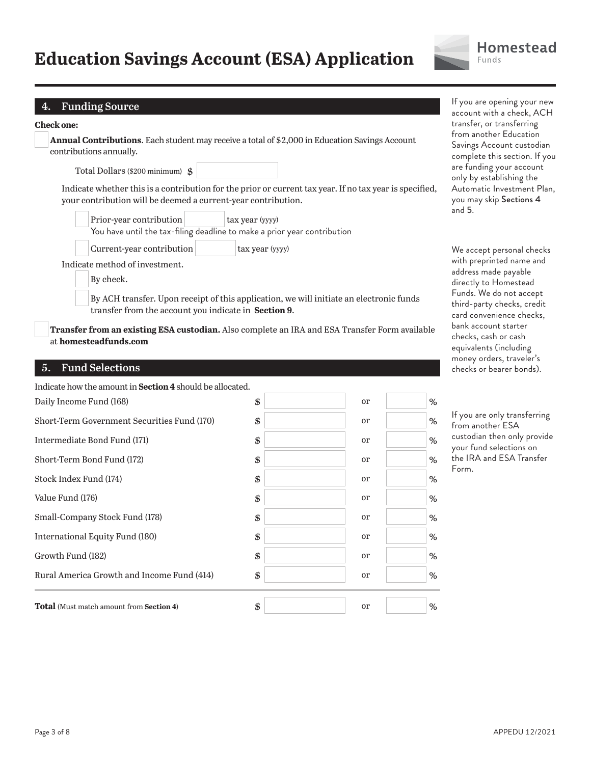# Education Savings Account (ESA) Application

## 4. Funding Source

If you are opening your new account with a check, ACH transfer, or transferring from another Education Savings Account custodian complete this section. If you are funding your account only by establishing the Automatic Investment Plan, you may skip Sections 4 and 5.

**Check one:**

☐ **Annual Contributions**. Each student may receive a total of $2,000 in Education Savings Account contributions annually.

Total Dollars ($200 minimum) $ ______

Indicate whether this is a contribution for the prior or current tax year. If no tax year is specified, your contribution will be deemed a current-year contribution.

☐ Prior-year contribution ______ tax year (yyyy)
You have until the tax-filing deadline to make a prior year contribution

☐ Current-year contribution ______ tax year (yyyy)

Indicate method of investment.

☐ By check.

☐ By ACH transfer. Upon receipt of this application, we will initiate an electronic funds transfer from the account you indicate in **Section 9**.

☐ **Transfer from an existing ESA custodian.** Also complete an IRA and ESA Transfer Form available at **homesteadfunds.com**

We accept personal checks with preprinted name and address made payable directly to Homestead Funds. We do not accept third-party checks, credit card convenience checks, bank account starter checks, cash or cash equivalents (including money orders, traveler's checks or bearer bonds).

## 5. Fund Selections

Indicate how the amount in **Section 4** should be allocated.

| Fund | $ | | % |
|---|---|---|---|
| Daily Income Fund (168) | $ | or | % |
| Short-Term Government Securities Fund (170) | $ | or | % |
| Intermediate Bond Fund (171) | $ | or | % |
| Short-Term Bond Fund (172) | $ | or | % |
| Stock Index Fund (174) | $ | or | % |
| Value Fund (176) | $ | or | % |
| Small-Company Stock Fund (178) | $ | or | % |
| International Equity Fund (180) | $ | or | % |
| Growth Fund (182) | $ | or | % |
| Rural America Growth and Income Fund (414) | $ | or | % |
| **Total** (Must match amount from **Section 4**) | $ | or | % |

If you are only transferring from another ESA custodian then only provide your fund selections on the IRA and ESA Transfer Form.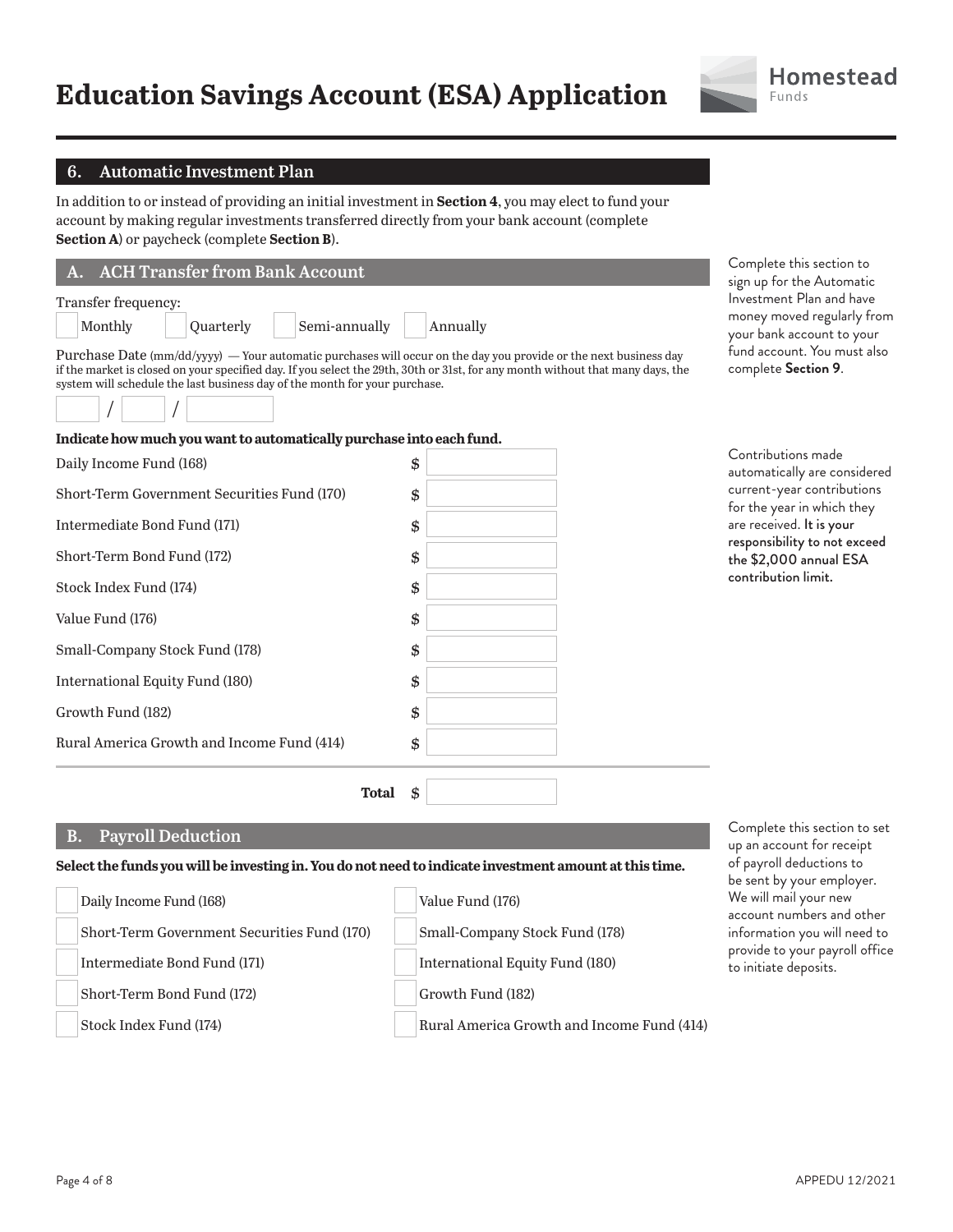# Education Savings Account (ESA) Application

## 6. Automatic Investment Plan

In addition to or instead of providing an initial investment in **Section 4**, you may elect to fund your account by making regular investments transferred directly from your bank account (complete **Section A**) or paycheck (complete **Section B**).

### A. ACH Transfer from Bank Account

Complete this section to sign up for the Automatic Investment Plan and have money moved regularly from your bank account to your fund account. You must also complete **Section 9**.

Transfer frequency:

☐ Monthly ☐ Quarterly ☐ Semi-annually ☐ Annually

Purchase Date (mm/dd/yyyy) — Your automatic purchases will occur on the day you provide or the next business day if the market is closed on your specified day. If you select the 29th, 30th or 31st, for any month without that many days, the system will schedule the last business day of the month for your purchase.

____ / ____ / ________

**Indicate how much you want to automatically purchase into each fund.**

Contributions made automatically are considered current-year contributions for the year in which they are received. **It is your responsibility to not exceed the $2,000 annual ESA contribution limit.**

| Fund | Amount |
|---|---|
| Daily Income Fund (168) | $ |
| Short-Term Government Securities Fund (170) | $ |
| Intermediate Bond Fund (171) | $ |
| Short-Term Bond Fund (172) | $ |
| Stock Index Fund (174) | $ |
| Value Fund (176) | $ |
| Small-Company Stock Fund (178) | $ |
| International Equity Fund (180) | $ |
| Growth Fund (182) | $ |
| Rural America Growth and Income Fund (414) | $ |
| **Total** | $ |

### B. Payroll Deduction

Complete this section to set up an account for receipt of payroll deductions to be sent by your employer. We will mail your new account numbers and other information you will need to provide to your payroll office to initiate deposits.

**Select the funds you will be investing in. You do not need to indicate investment amount at this time.**

- ☐ Daily Income Fund (168)
- ☐ Short-Term Government Securities Fund (170)
- ☐ Intermediate Bond Fund (171)
- ☐ Short-Term Bond Fund (172)
- ☐ Stock Index Fund (174)
- ☐ Value Fund (176)
- ☐ Small-Company Stock Fund (178)
- ☐ International Equity Fund (180)
- ☐ Growth Fund (182)
- ☐ Rural America Growth and Income Fund (414)

APPEDU 12/2021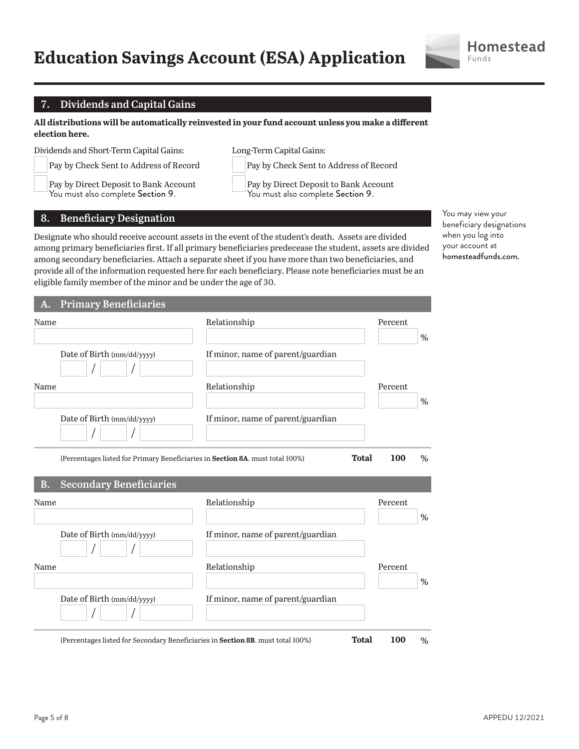# Education Savings Account (ESA) Application

Homestead Funds

## 7. Dividends and Capital Gains

**All distributions will be automatically reinvested in your fund account unless you make a different election here.**

Dividends and Short-Term Capital Gains:

- ☐ Pay by Check Sent to Address of Record
- ☐ Pay by Direct Deposit to Bank Account
  You must also complete Section 9.

Long-Term Capital Gains:

- ☐ Pay by Check Sent to Address of Record
- ☐ Pay by Direct Deposit to Bank Account
  You must also complete Section 9.

## 8. Beneficiary Designation

Designate who should receive account assets in the event of the student's death. Assets are divided among primary beneficiaries first. If all primary beneficiaries predecease the student, assets are divided among secondary beneficiaries. Attach a separate sheet if you have more than two beneficiaries, and provide all of the information requested here for each beneficiary. Please note beneficiaries must be an eligible family member of the minor and be under the age of 30.

You may view your beneficiary designations when you log into your account at **homesteadfunds.com.**

### A. Primary Beneficiaries

| Name | Relationship | Percent |
| --- | --- | --- |
| | | % |
| Date of Birth (mm/dd/yyyy) \_\_ / \_\_ / \_\_\_\_ | If minor, name of parent/guardian | |
| Name | Relationship | Percent |
| | | % |
| Date of Birth (mm/dd/yyyy) \_\_ / \_\_ / \_\_\_\_ | If minor, name of parent/guardian | |

(Percentages listed for Primary Beneficiaries in **Section 8A**. must total 100%) **Total 100** %

### B. Secondary Beneficiaries

| Name | Relationship | Percent |
| --- | --- | --- |
| | | % |
| Date of Birth (mm/dd/yyyy) \_\_ / \_\_ / \_\_\_\_ | If minor, name of parent/guardian | |
| Name | Relationship | Percent |
| | | % |
| Date of Birth (mm/dd/yyyy) \_\_ / \_\_ / \_\_\_\_ | If minor, name of parent/guardian | |

(Percentages listed for Secondary Beneficiaries in **Section 8B**. must total 100%) **Total 100** %

APPEDU 12/2021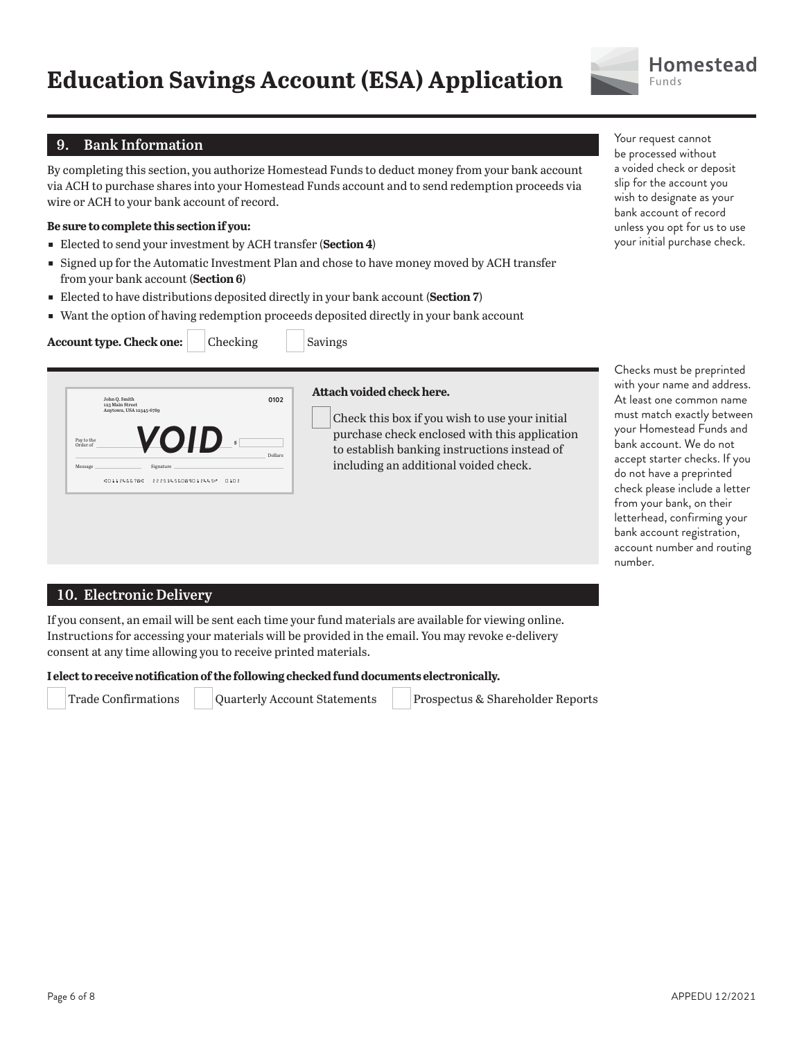# Education Savings Account (ESA) Application

## 9. Bank Information

By completing this section, you authorize Homestead Funds to deduct money from your bank account via ACH to purchase shares into your Homestead Funds account and to send redemption proceeds via wire or ACH to your bank account of record.

Your request cannot be processed without a voided check or deposit slip for the account you wish to designate as your bank account of record unless you opt for us to use your initial purchase check.

**Be sure to complete this section if you:**

- Elected to send your investment by ACH transfer (**Section 4**)
- Signed up for the Automatic Investment Plan and chose to have money moved by ACH transfer from your bank account (**Section 6**)
- Elected to have distributions deposited directly in your bank account (**Section 7**)
- Want the option of having redemption proceeds deposited directly in your bank account

**Account type. Check one:** ☐ Checking ☐ Savings

John Q. Smith
123 Main Street
Anytown, USA 12345-6789
0102

Pay to the Order of ______ VOID $ ______ Dollars

Message ______ Signature ______

⑆0112456780⑆ 22253455089012445⑈ 0102

**Attach voided check here.**

☐ Check this box if you wish to use your initial purchase check enclosed with this application to establish banking instructions instead of including an additional voided check.

Checks must be preprinted with your name and address. At least one common name must match exactly between your Homestead Funds and bank account. We do not accept starter checks. If you do not have a preprinted check please include a letter from your bank, on their letterhead, confirming your bank account registration, account number and routing number.

## 10. Electronic Delivery

If you consent, an email will be sent each time your fund materials are available for viewing online. Instructions for accessing your materials will be provided in the email. You may revoke e-delivery consent at any time allowing you to receive printed materials.

**I elect to receive notification of the following checked fund documents electronically.**

☐ Trade Confirmations ☐ Quarterly Account Statements ☐ Prospectus & Shareholder Reports

APPEDU 12/2021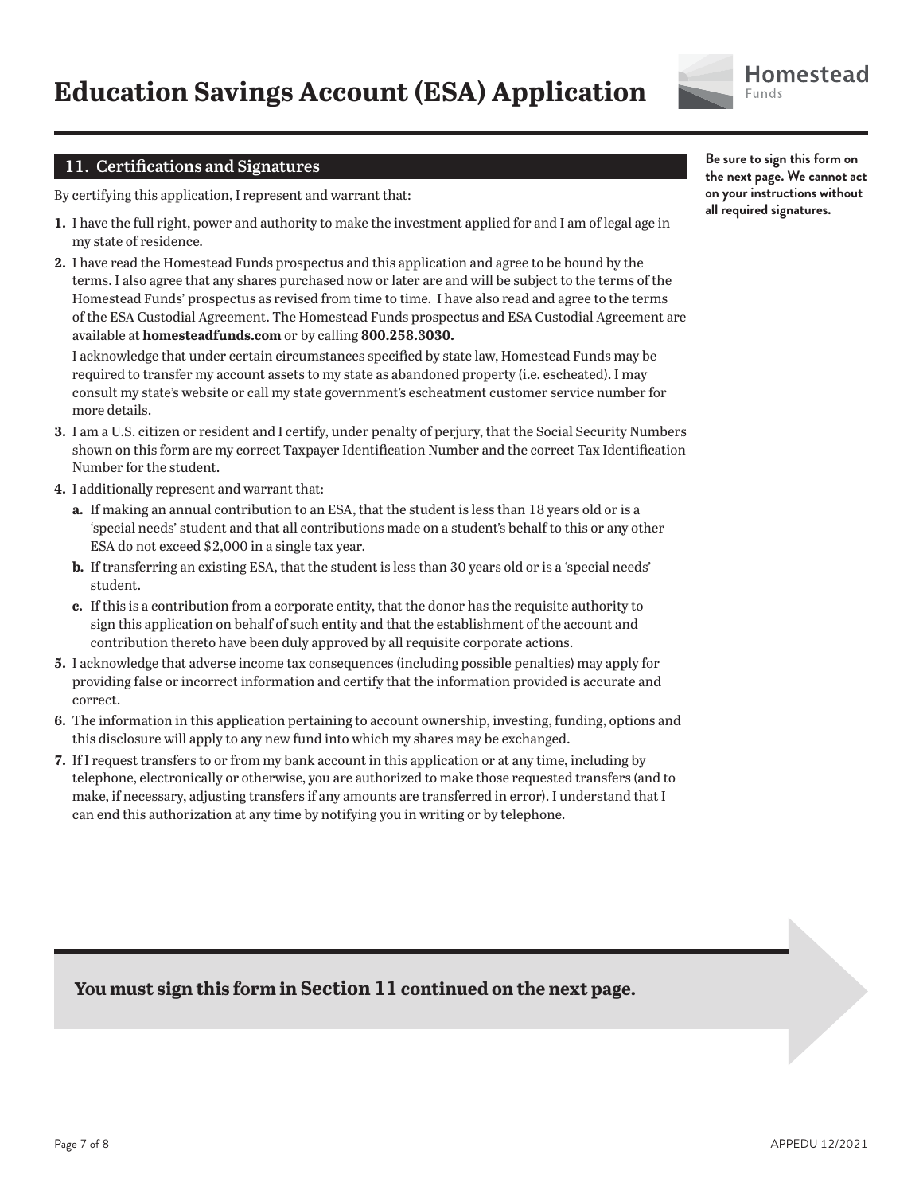# Education Savings Account (ESA) Application

## 11. Certifications and Signatures

**Be sure to sign this form on the next page. We cannot act on your instructions without all required signatures.**

By certifying this application, I represent and warrant that:

1. I have the full right, power and authority to make the investment applied for and I am of legal age in my state of residence.
2. I have read the Homestead Funds prospectus and this application and agree to be bound by the terms. I also agree that any shares purchased now or later are and will be subject to the terms of the Homestead Funds' prospectus as revised from time to time. I have also read and agree to the terms of the ESA Custodial Agreement. The Homestead Funds prospectus and ESA Custodial Agreement are available at **homesteadfunds.com** or by calling **800.258.3030.**

   I acknowledge that under certain circumstances specified by state law, Homestead Funds may be required to transfer my account assets to my state as abandoned property (i.e. escheated). I may consult my state's website or call my state government's escheatment customer service number for more details.
3. I am a U.S. citizen or resident and I certify, under penalty of perjury, that the Social Security Numbers shown on this form are my correct Taxpayer Identification Number and the correct Tax Identification Number for the student.
4. I additionally represent and warrant that:
   - **a.** If making an annual contribution to an ESA, that the student is less than 18 years old or is a 'special needs' student and that all contributions made on a student's behalf to this or any other ESA do not exceed $2,000 in a single tax year.
   - **b.** If transferring an existing ESA, that the student is less than 30 years old or is a 'special needs' student.
   - **c.** If this is a contribution from a corporate entity, that the donor has the requisite authority to sign this application on behalf of such entity and that the establishment of the account and contribution thereto have been duly approved by all requisite corporate actions.
5. I acknowledge that adverse income tax consequences (including possible penalties) may apply for providing false or incorrect information and certify that the information provided is accurate and correct.
6. The information in this application pertaining to account ownership, investing, funding, options and this disclosure will apply to any new fund into which my shares may be exchanged.
7. If I request transfers to or from my bank account in this application or at any time, including by telephone, electronically or otherwise, you are authorized to make those requested transfers (and to make, if necessary, adjusting transfers if any amounts are transferred in error). I understand that I can end this authorization at any time by notifying you in writing or by telephone.

**You must sign this form in Section 11 continued on the next page.**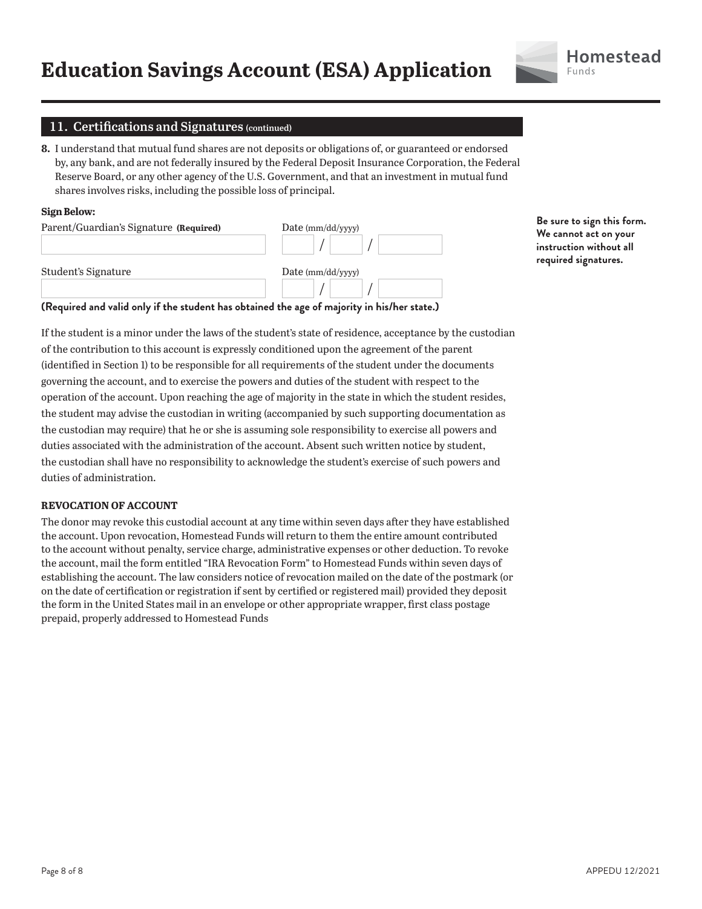# Education Savings Account (ESA) Application

## 11. Certifications and Signatures (continued)

**8.** I understand that mutual fund shares are not deposits or obligations of, or guaranteed or endorsed by, any bank, and are not federally insured by the Federal Deposit Insurance Corporation, the Federal Reserve Board, or any other agency of the U.S. Government, and that an investment in mutual fund shares involves risks, including the possible loss of principal.

**Sign Below:**

Parent/Guardian's Signature **(Required)** ____________________ Date (mm/dd/yyyy) ____ / ____ / ________

Student's Signature ____________________ Date (mm/dd/yyyy) ____ / ____ / ________

**(Required and valid only if the student has obtained the age of majority in his/her state.)**

**Be sure to sign this form. We cannot act on your instruction without all required signatures.**

If the student is a minor under the laws of the student's state of residence, acceptance by the custodian of the contribution to this account is expressly conditioned upon the agreement of the parent (identified in Section 1) to be responsible for all requirements of the student under the documents governing the account, and to exercise the powers and duties of the student with respect to the operation of the account. Upon reaching the age of majority in the state in which the student resides, the student may advise the custodian in writing (accompanied by such supporting documentation as the custodian may require) that he or she is assuming sole responsibility to exercise all powers and duties associated with the administration of the account. Absent such written notice by student, the custodian shall have no responsibility to acknowledge the student's exercise of such powers and duties of administration.

**REVOCATION OF ACCOUNT**

The donor may revoke this custodial account at any time within seven days after they have established the account. Upon revocation, Homestead Funds will return to them the entire amount contributed to the account without penalty, service charge, administrative expenses or other deduction. To revoke the account, mail the form entitled "IRA Revocation Form" to Homestead Funds within seven days of establishing the account. The law considers notice of revocation mailed on the date of the postmark (or on the date of certification or registration if sent by certified or registered mail) provided they deposit the form in the United States mail in an envelope or other appropriate wrapper, first class postage prepaid, properly addressed to Homestead Funds

APPEDU 12/2021